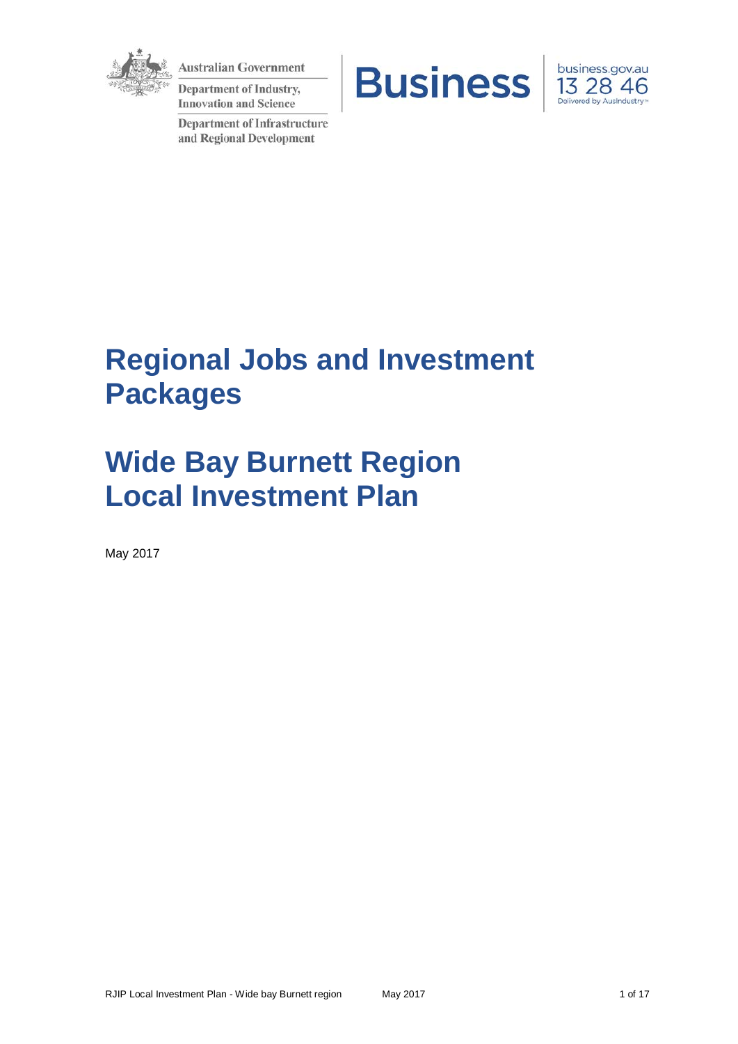Australian Government

Department of Industry, Innovation and Science

Department of Infrastructure and Regional Development

Business

business.gov.au 13 28 46 Delivered by AusIndustry™

# Regional Jobs and Investment Packages

# Wide Bay Burnett Region Local Investment Plan

May 2017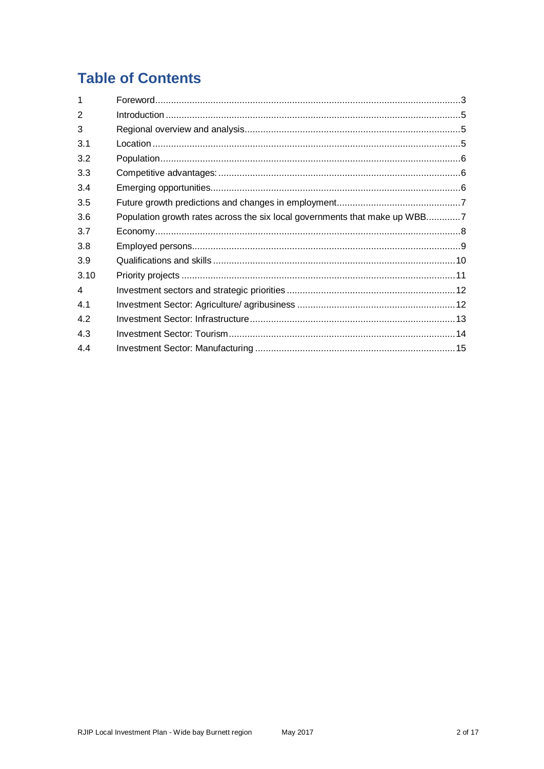# Table of Contents

| | | |
|---|---|---|
| 1 | Foreword | 3 |
| 2 | Introduction | 5 |
| 3 | Regional overview and analysis | 5 |
| 3.1 | Location | 5 |
| 3.2 | Population | 6 |
| 3.3 | Competitive advantages: | 6 |
| 3.4 | Emerging opportunities | 6 |
| 3.5 | Future growth predictions and changes in employment | 7 |
| 3.6 | Population growth rates across the six local governments that make up WBB | 7 |
| 3.7 | Economy | 8 |
| 3.8 | Employed persons | 9 |
| 3.9 | Qualifications and skills | 10 |
| 3.10 | Priority projects | 11 |
| 4 | Investment sectors and strategic priorities | 12 |
| 4.1 | Investment Sector: Agriculture/ agribusiness | 12 |
| 4.2 | Investment Sector: Infrastructure | 13 |
| 4.3 | Investment Sector: Tourism | 14 |
| 4.4 | Investment Sector: Manufacturing | 15 |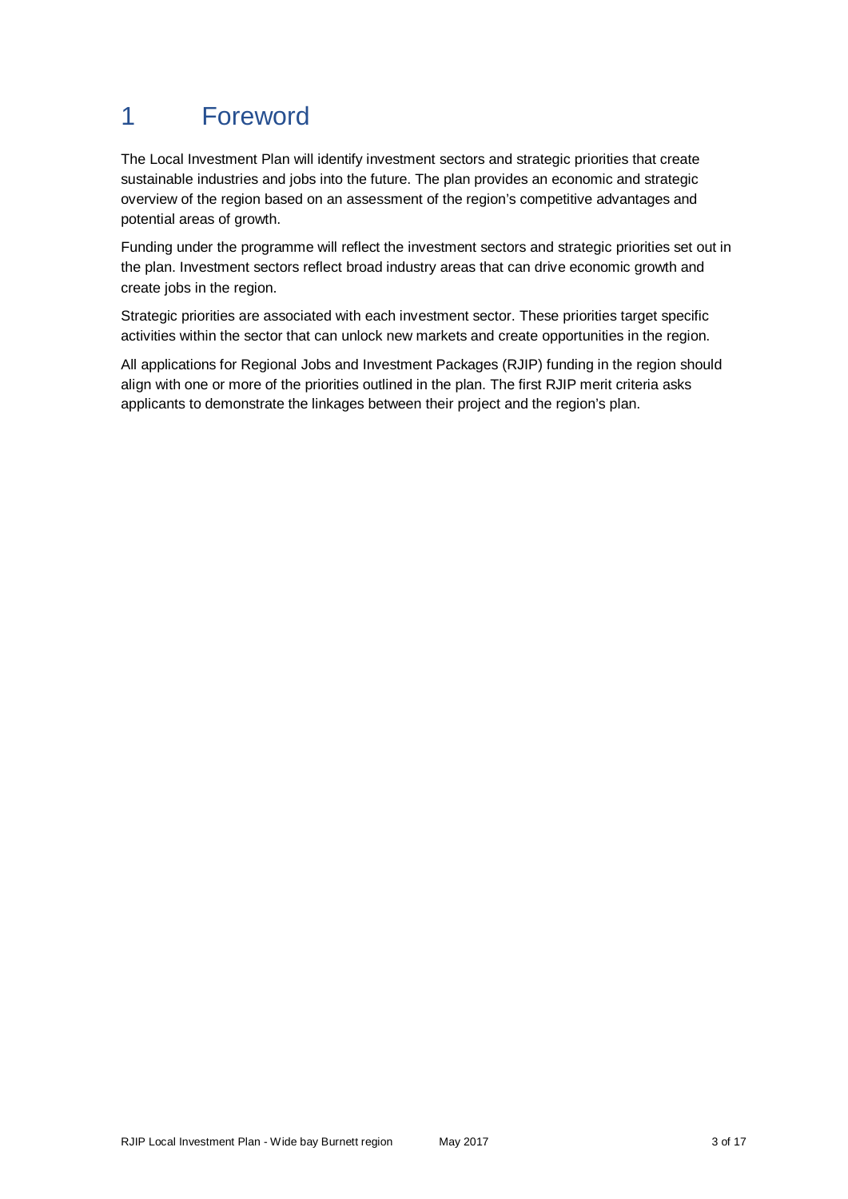# 1 Foreword

The Local Investment Plan will identify investment sectors and strategic priorities that create sustainable industries and jobs into the future. The plan provides an economic and strategic overview of the region based on an assessment of the region's competitive advantages and potential areas of growth.

Funding under the programme will reflect the investment sectors and strategic priorities set out in the plan. Investment sectors reflect broad industry areas that can drive economic growth and create jobs in the region.

Strategic priorities are associated with each investment sector. These priorities target specific activities within the sector that can unlock new markets and create opportunities in the region.

All applications for Regional Jobs and Investment Packages (RJIP) funding in the region should align with one or more of the priorities outlined in the plan. The first RJIP merit criteria asks applicants to demonstrate the linkages between their project and the region's plan.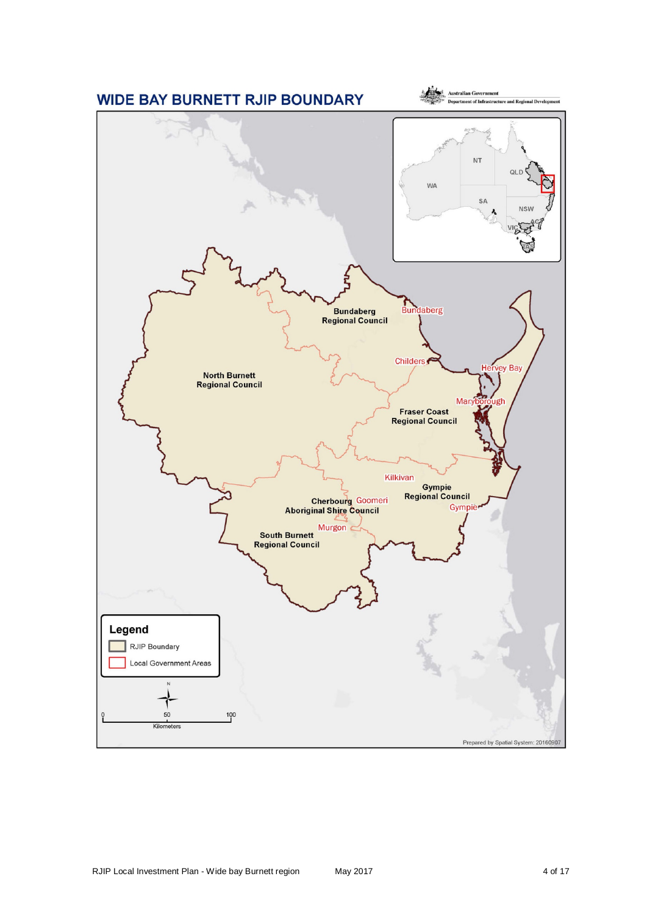# WIDE BAY BURNETT RJIP BOUNDARY

Australian Government
Department of Infrastructure and Regional Development

Bundaberg Regional Council

North Burnett Regional Council

Fraser Coast Regional Council

Gympie Regional Council

Cherbourg Aboriginal Shire Council

South Burnett Regional Council

Bundaberg

Childers

Hervey Bay

Maryborough

Kilkivan

Goomeri

Gympie

Murgon

NT

QLD

WA

SA

NSW

ACT

VIC

TAS

**Legend**

- RJIP Boundary
- Local Government Areas

N

0 50 100
Kilometers

Prepared by Spatial System: 20160907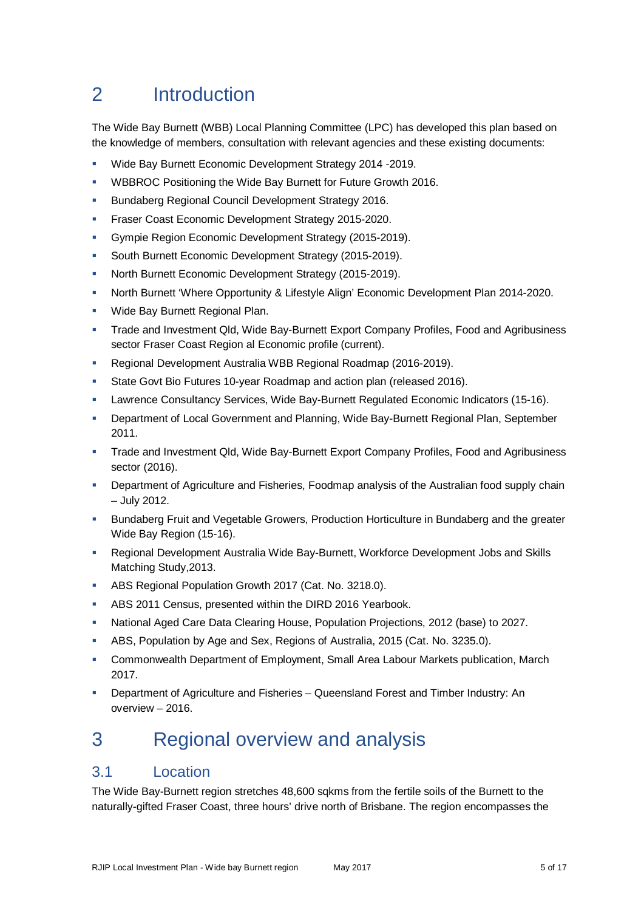# 2 Introduction

The Wide Bay Burnett (WBB) Local Planning Committee (LPC) has developed this plan based on the knowledge of members, consultation with relevant agencies and these existing documents:

- Wide Bay Burnett Economic Development Strategy 2014 -2019.
- WBBROC Positioning the Wide Bay Burnett for Future Growth 2016.
- Bundaberg Regional Council Development Strategy 2016.
- Fraser Coast Economic Development Strategy 2015-2020.
- Gympie Region Economic Development Strategy (2015-2019).
- South Burnett Economic Development Strategy (2015-2019).
- North Burnett Economic Development Strategy (2015-2019).
- North Burnett 'Where Opportunity & Lifestyle Align' Economic Development Plan 2014-2020.
- Wide Bay Burnett Regional Plan.
- Trade and Investment Qld, Wide Bay-Burnett Export Company Profiles, Food and Agribusiness sector Fraser Coast Region al Economic profile (current).
- Regional Development Australia WBB Regional Roadmap (2016-2019).
- State Govt Bio Futures 10-year Roadmap and action plan (released 2016).
- Lawrence Consultancy Services, Wide Bay-Burnett Regulated Economic Indicators (15-16).
- Department of Local Government and Planning, Wide Bay-Burnett Regional Plan, September 2011.
- Trade and Investment Qld, Wide Bay-Burnett Export Company Profiles, Food and Agribusiness sector (2016).
- Department of Agriculture and Fisheries, Foodmap analysis of the Australian food supply chain – July 2012.
- Bundaberg Fruit and Vegetable Growers, Production Horticulture in Bundaberg and the greater Wide Bay Region (15-16).
- Regional Development Australia Wide Bay-Burnett, Workforce Development Jobs and Skills Matching Study,2013.
- ABS Regional Population Growth 2017 (Cat. No. 3218.0).
- ABS 2011 Census, presented within the DIRD 2016 Yearbook.
- National Aged Care Data Clearing House, Population Projections, 2012 (base) to 2027.
- ABS, Population by Age and Sex, Regions of Australia, 2015 (Cat. No. 3235.0).
- Commonwealth Department of Employment, Small Area Labour Markets publication, March 2017.
- Department of Agriculture and Fisheries – Queensland Forest and Timber Industry: An overview – 2016.

# 3 Regional overview and analysis

## 3.1 Location

The Wide Bay-Burnett region stretches 48,600 sqkms from the fertile soils of the Burnett to the naturally-gifted Fraser Coast, three hours' drive north of Brisbane. The region encompasses the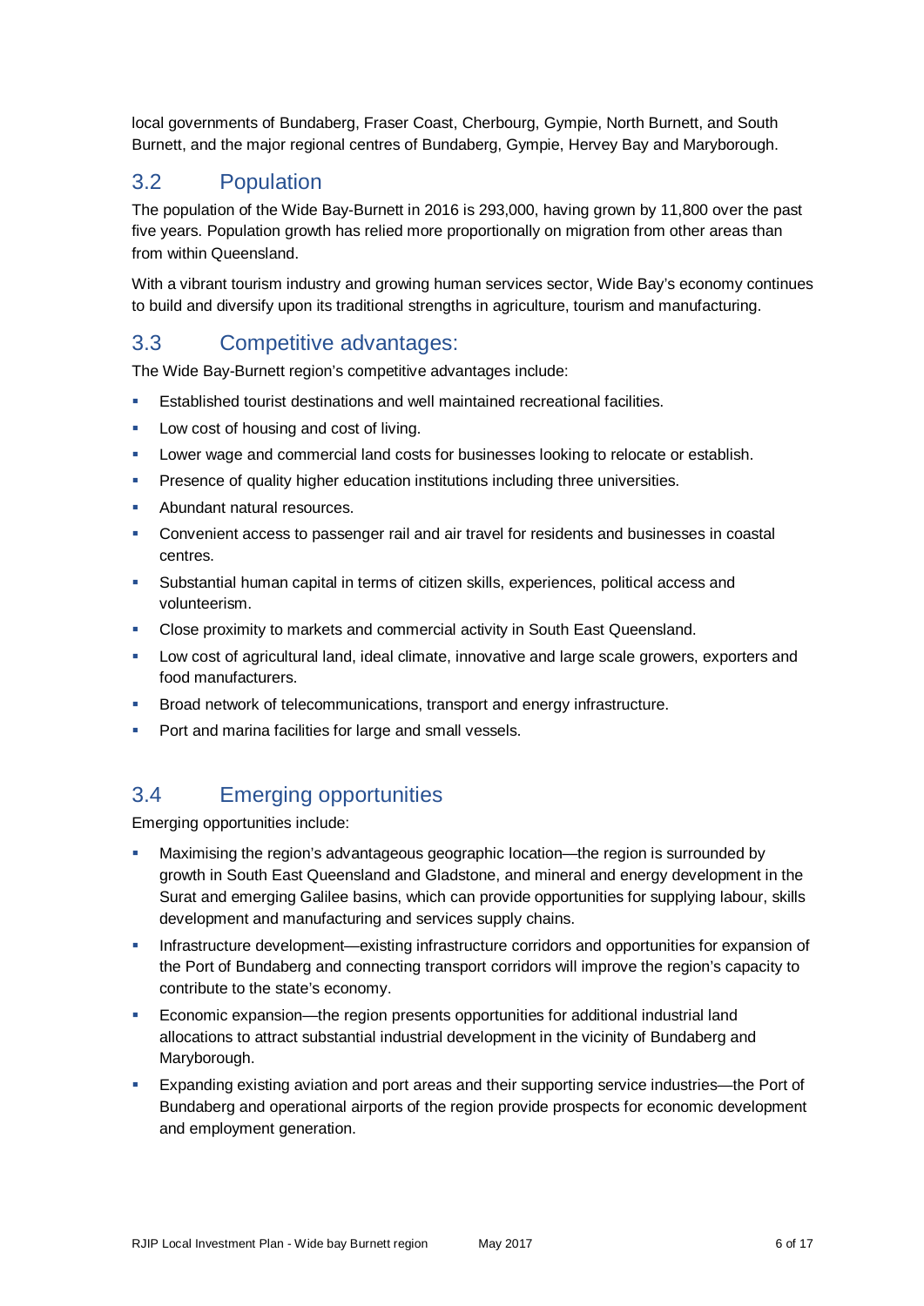local governments of Bundaberg, Fraser Coast, Cherbourg, Gympie, North Burnett, and South Burnett, and the major regional centres of Bundaberg, Gympie, Hervey Bay and Maryborough.

## 3.2 Population

The population of the Wide Bay-Burnett in 2016 is 293,000, having grown by 11,800 over the past five years. Population growth has relied more proportionally on migration from other areas than from within Queensland.

With a vibrant tourism industry and growing human services sector, Wide Bay's economy continues to build and diversify upon its traditional strengths in agriculture, tourism and manufacturing.

## 3.3 Competitive advantages:

The Wide Bay-Burnett region's competitive advantages include:

- Established tourist destinations and well maintained recreational facilities.
- Low cost of housing and cost of living.
- Lower wage and commercial land costs for businesses looking to relocate or establish.
- Presence of quality higher education institutions including three universities.
- Abundant natural resources.
- Convenient access to passenger rail and air travel for residents and businesses in coastal centres.
- Substantial human capital in terms of citizen skills, experiences, political access and volunteerism.
- Close proximity to markets and commercial activity in South East Queensland.
- Low cost of agricultural land, ideal climate, innovative and large scale growers, exporters and food manufacturers.
- Broad network of telecommunications, transport and energy infrastructure.
- Port and marina facilities for large and small vessels.

## 3.4 Emerging opportunities

Emerging opportunities include:

- Maximising the region's advantageous geographic location—the region is surrounded by growth in South East Queensland and Gladstone, and mineral and energy development in the Surat and emerging Galilee basins, which can provide opportunities for supplying labour, skills development and manufacturing and services supply chains.
- Infrastructure development—existing infrastructure corridors and opportunities for expansion of the Port of Bundaberg and connecting transport corridors will improve the region's capacity to contribute to the state's economy.
- Economic expansion—the region presents opportunities for additional industrial land allocations to attract substantial industrial development in the vicinity of Bundaberg and Maryborough.
- Expanding existing aviation and port areas and their supporting service industries—the Port of Bundaberg and operational airports of the region provide prospects for economic development and employment generation.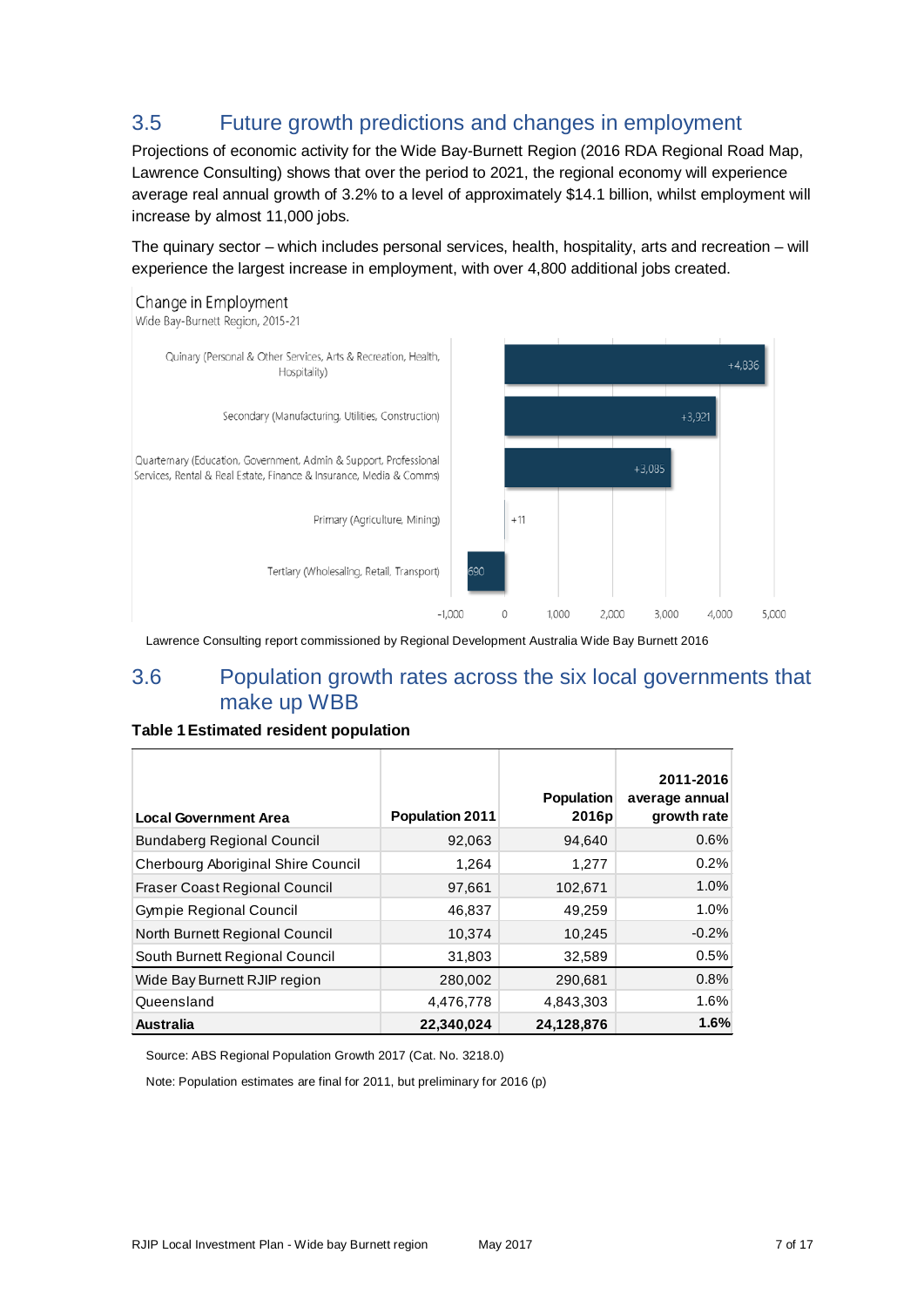## 3.5 Future growth predictions and changes in employment

Projections of economic activity for the Wide Bay-Burnett Region (2016 RDA Regional Road Map, Lawrence Consulting) shows that over the period to 2021, the regional economy will experience average real annual growth of 3.2% to a level of approximately $14.1 billion, whilst employment will increase by almost 11,000 jobs.

The quinary sector – which includes personal services, health, hospitality, arts and recreation – will experience the largest increase in employment, with over 4,800 additional jobs created.

**Change in Employment**
Wide Bay-Burnett Region, 2015-21

| Sector | Change |
|---|---|
| Quinary (Personal & Other Services, Arts & Recreation, Health, Hospitality) | +4,836 |
| Secondary (Manufacturing, Utilities, Construction) | +3,921 |
| Quarternary (Education, Government, Admin & Support, Professional Services, Rental & Real Estate, Finance & Insurance, Media & Comms) | +3,085 |
| Primary (Agriculture, Mining) | +11 |
| Tertiary (Wholesaling, Retail, Transport) | 690 |

Lawrence Consulting report commissioned by Regional Development Australia Wide Bay Burnett 2016

## 3.6 Population growth rates across the six local governments that make up WBB

**Table 1 Estimated resident population**

| Local Government Area | Population 2011 | Population 2016p | 2011-2016 average annual growth rate |
|---|---|---|---|
| Bundaberg Regional Council | 92,063 | 94,640 | 0.6% |
| Cherbourg Aboriginal Shire Council | 1,264 | 1,277 | 0.2% |
| Fraser Coast Regional Council | 97,661 | 102,671 | 1.0% |
| Gympie Regional Council | 46,837 | 49,259 | 1.0% |
| North Burnett Regional Council | 10,374 | 10,245 | -0.2% |
| South Burnett Regional Council | 31,803 | 32,589 | 0.5% |
| Wide Bay Burnett RJIP region | 280,002 | 290,681 | 0.8% |
| Queensland | 4,476,778 | 4,843,303 | 1.6% |
| **Australia** | **22,340,024** | **24,128,876** | **1.6%** |

Source: ABS Regional Population Growth 2017 (Cat. No. 3218.0)

Note: Population estimates are final for 2011, but preliminary for 2016 (p)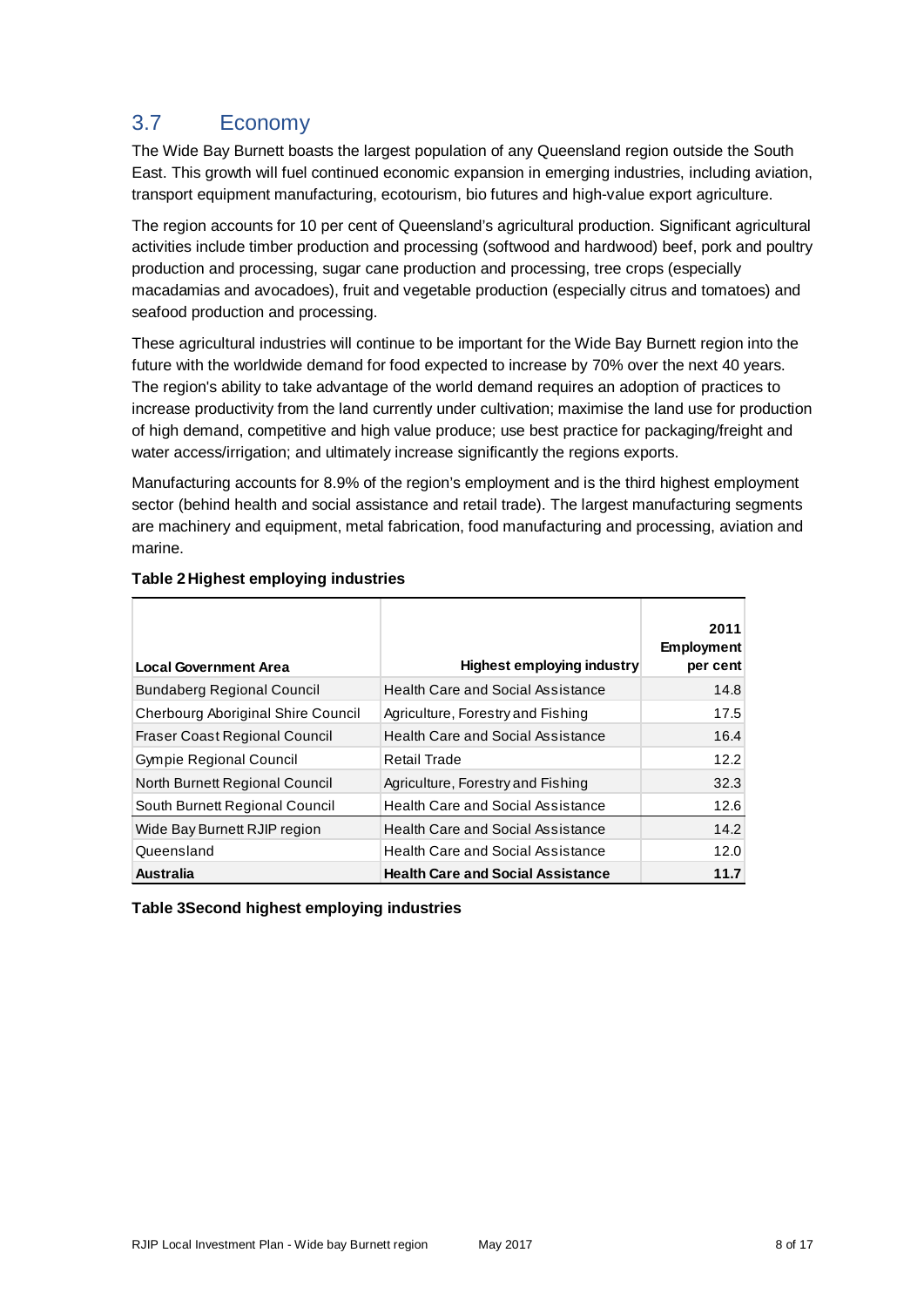## 3.7 Economy

The Wide Bay Burnett boasts the largest population of any Queensland region outside the South East. This growth will fuel continued economic expansion in emerging industries, including aviation, transport equipment manufacturing, ecotourism, bio futures and high-value export agriculture.

The region accounts for 10 per cent of Queensland's agricultural production. Significant agricultural activities include timber production and processing (softwood and hardwood) beef, pork and poultry production and processing, sugar cane production and processing, tree crops (especially macadamias and avocadoes), fruit and vegetable production (especially citrus and tomatoes) and seafood production and processing.

These agricultural industries will continue to be important for the Wide Bay Burnett region into the future with the worldwide demand for food expected to increase by 70% over the next 40 years. The region's ability to take advantage of the world demand requires an adoption of practices to increase productivity from the land currently under cultivation; maximise the land use for production of high demand, competitive and high value produce; use best practice for packaging/freight and water access/irrigation; and ultimately increase significantly the regions exports.

Manufacturing accounts for 8.9% of the region's employment and is the third highest employment sector (behind health and social assistance and retail trade). The largest manufacturing segments are machinery and equipment, metal fabrication, food manufacturing and processing, aviation and marine.

**Table 2 Highest employing industries**

| Local Government Area | Highest employing industry | 2011 Employment per cent |
|---|---|---|
| Bundaberg Regional Council | Health Care and Social Assistance | 14.8 |
| Cherbourg Aboriginal Shire Council | Agriculture, Forestry and Fishing | 17.5 |
| Fraser Coast Regional Council | Health Care and Social Assistance | 16.4 |
| Gympie Regional Council | Retail Trade | 12.2 |
| North Burnett Regional Council | Agriculture, Forestry and Fishing | 32.3 |
| South Burnett Regional Council | Health Care and Social Assistance | 12.6 |
| Wide Bay Burnett RJIP region | Health Care and Social Assistance | 14.2 |
| Queensland | Health Care and Social Assistance | 12.0 |
| **Australia** | **Health Care and Social Assistance** | **11.7** |

**Table 3 Second highest employing industries**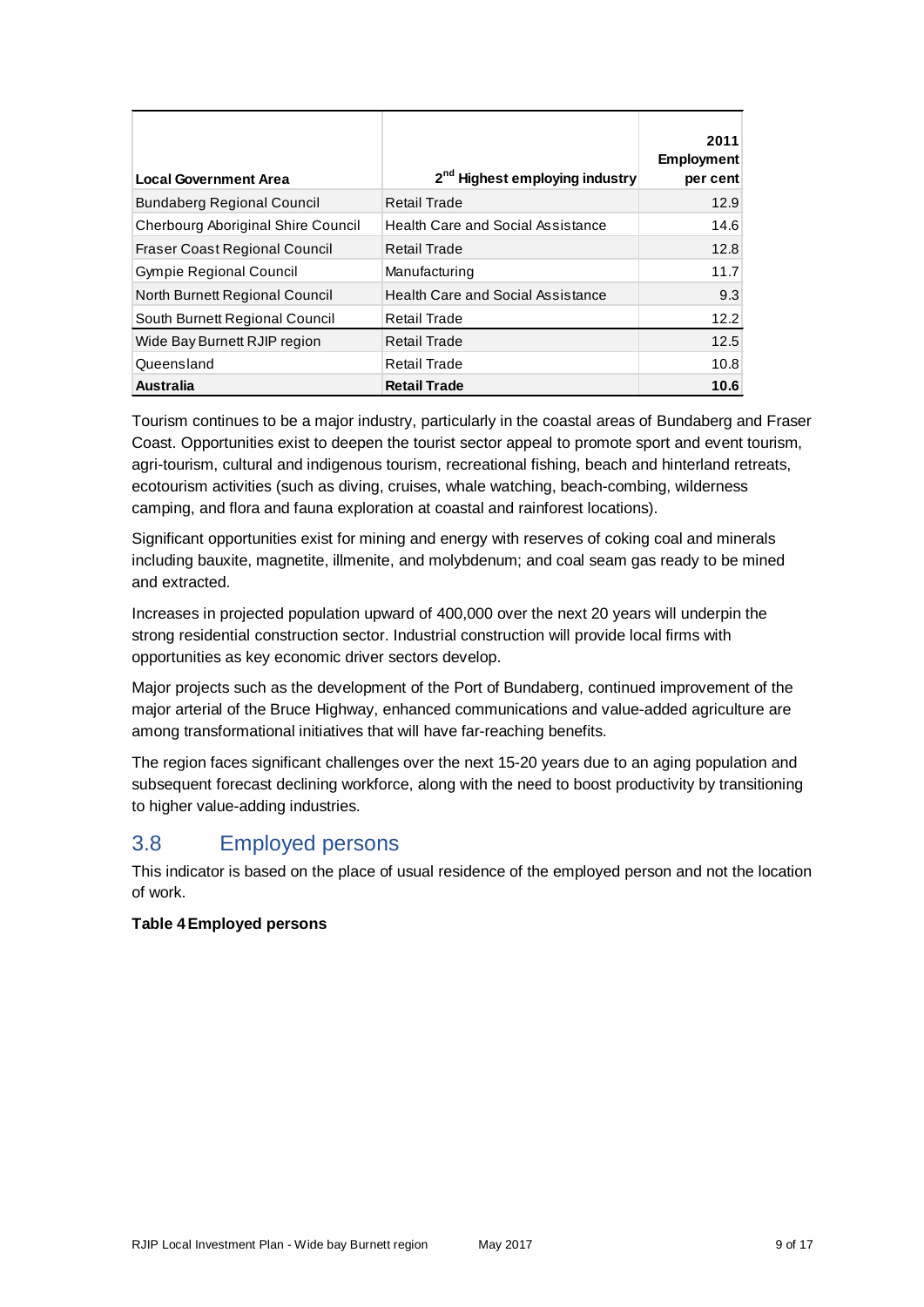| Local Government Area | 2nd Highest employing industry | 2011 Employment per cent |
|---|---|---|
| Bundaberg Regional Council | Retail Trade | 12.9 |
| Cherbourg Aboriginal Shire Council | Health Care and Social Assistance | 14.6 |
| Fraser Coast Regional Council | Retail Trade | 12.8 |
| Gympie Regional Council | Manufacturing | 11.7 |
| North Burnett Regional Council | Health Care and Social Assistance | 9.3 |
| South Burnett Regional Council | Retail Trade | 12.2 |
| Wide Bay Burnett RJIP region | Retail Trade | 12.5 |
| Queensland | Retail Trade | 10.8 |
| **Australia** | **Retail Trade** | **10.6** |

Tourism continues to be a major industry, particularly in the coastal areas of Bundaberg and Fraser Coast. Opportunities exist to deepen the tourist sector appeal to promote sport and event tourism, agri-tourism, cultural and indigenous tourism, recreational fishing, beach and hinterland retreats, ecotourism activities (such as diving, cruises, whale watching, beach-combing, wilderness camping, and flora and fauna exploration at coastal and rainforest locations).

Significant opportunities exist for mining and energy with reserves of coking coal and minerals including bauxite, magnetite, illmenite, and molybdenum; and coal seam gas ready to be mined and extracted.

Increases in projected population upward of 400,000 over the next 20 years will underpin the strong residential construction sector. Industrial construction will provide local firms with opportunities as key economic driver sectors develop.

Major projects such as the development of the Port of Bundaberg, continued improvement of the major arterial of the Bruce Highway, enhanced communications and value-added agriculture are among transformational initiatives that will have far-reaching benefits.

The region faces significant challenges over the next 15-20 years due to an aging population and subsequent forecast declining workforce, along with the need to boost productivity by transitioning to higher value-adding industries.

## 3.8 Employed persons

This indicator is based on the place of usual residence of the employed person and not the location of work.

**Table 4 Employed persons**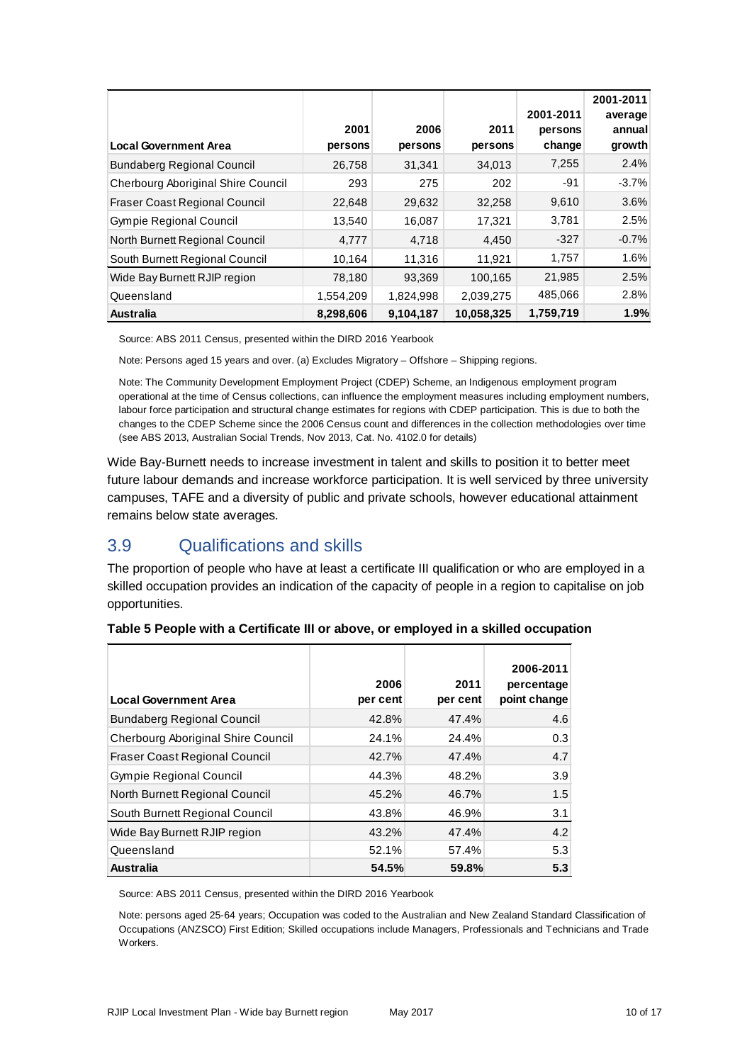| Local Government Area | 2001 persons | 2006 persons | 2011 persons | 2001-2011 persons change | 2001-2011 average annual growth |
|---|---|---|---|---|---|
| Bundaberg Regional Council | 26,758 | 31,341 | 34,013 | 7,255 | 2.4% |
| Cherbourg Aboriginal Shire Council | 293 | 275 | 202 | -91 | -3.7% |
| Fraser Coast Regional Council | 22,648 | 29,632 | 32,258 | 9,610 | 3.6% |
| Gympie Regional Council | 13,540 | 16,087 | 17,321 | 3,781 | 2.5% |
| North Burnett Regional Council | 4,777 | 4,718 | 4,450 | -327 | -0.7% |
| South Burnett Regional Council | 10,164 | 11,316 | 11,921 | 1,757 | 1.6% |
| Wide Bay Burnett RJIP region | 78,180 | 93,369 | 100,165 | 21,985 | 2.5% |
| Queensland | 1,554,209 | 1,824,998 | 2,039,275 | 485,066 | 2.8% |
| **Australia** | **8,298,606** | **9,104,187** | **10,058,325** | **1,759,719** | **1.9%** |

Source: ABS 2011 Census, presented within the DIRD 2016 Yearbook

Note: Persons aged 15 years and over. (a) Excludes Migratory – Offshore – Shipping regions.

Note: The Community Development Employment Project (CDEP) Scheme, an Indigenous employment program operational at the time of Census collections, can influence the employment measures including employment numbers, labour force participation and structural change estimates for regions with CDEP participation. This is due to both the changes to the CDEP Scheme since the 2006 Census count and differences in the collection methodologies over time (see ABS 2013, Australian Social Trends, Nov 2013, Cat. No. 4102.0 for details)

Wide Bay-Burnett needs to increase investment in talent and skills to position it to better meet future labour demands and increase workforce participation. It is well serviced by three university campuses, TAFE and a diversity of public and private schools, however educational attainment remains below state averages.

## 3.9 Qualifications and skills

The proportion of people who have at least a certificate III qualification or who are employed in a skilled occupation provides an indication of the capacity of people in a region to capitalise on job opportunities.

**Table 5 People with a Certificate III or above, or employed in a skilled occupation**

| Local Government Area | 2006 per cent | 2011 per cent | 2006-2011 percentage point change |
|---|---|---|---|
| Bundaberg Regional Council | 42.8% | 47.4% | 4.6 |
| Cherbourg Aboriginal Shire Council | 24.1% | 24.4% | 0.3 |
| Fraser Coast Regional Council | 42.7% | 47.4% | 4.7 |
| Gympie Regional Council | 44.3% | 48.2% | 3.9 |
| North Burnett Regional Council | 45.2% | 46.7% | 1.5 |
| South Burnett Regional Council | 43.8% | 46.9% | 3.1 |
| Wide Bay Burnett RJIP region | 43.2% | 47.4% | 4.2 |
| Queensland | 52.1% | 57.4% | 5.3 |
| **Australia** | **54.5%** | **59.8%** | **5.3** |

Source: ABS 2011 Census, presented within the DIRD 2016 Yearbook

Note: persons aged 25-64 years; Occupation was coded to the Australian and New Zealand Standard Classification of Occupations (ANZSCO) First Edition; Skilled occupations include Managers, Professionals and Technicians and Trade Workers.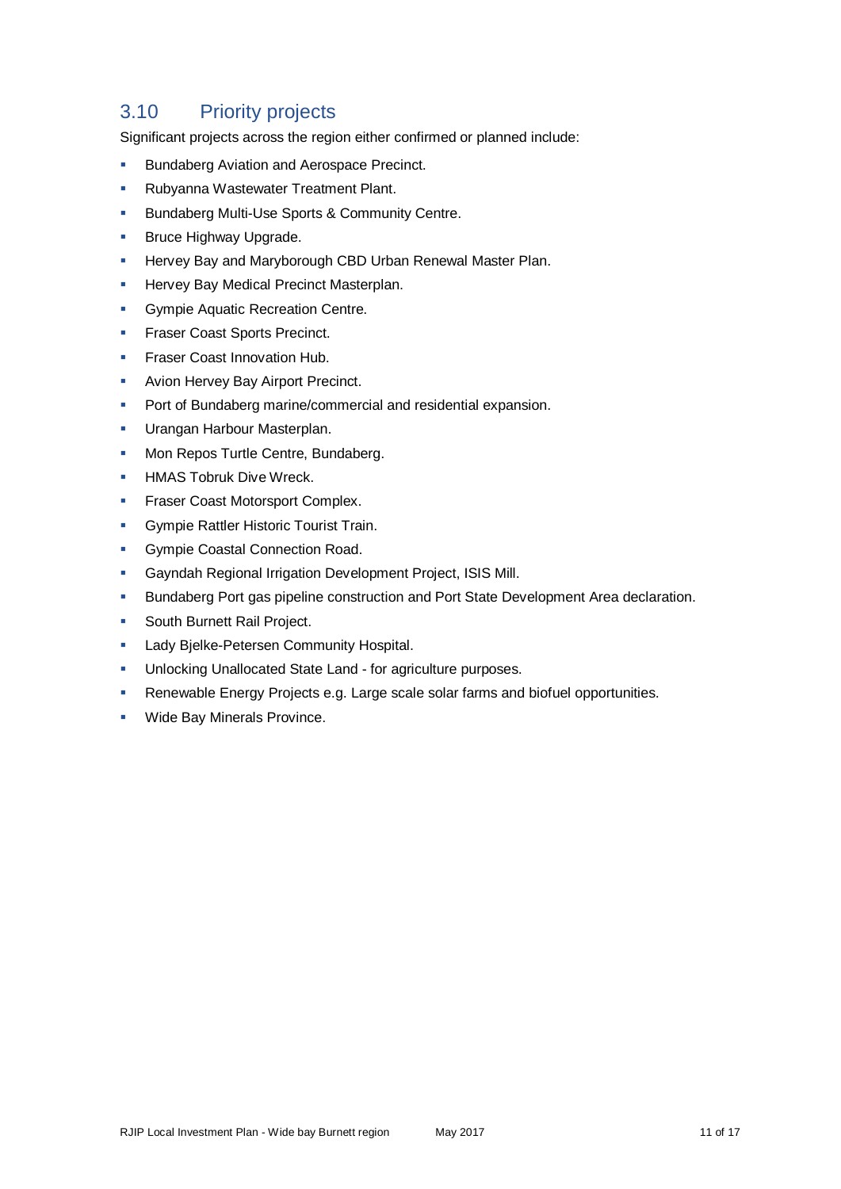## 3.10 Priority projects

Significant projects across the region either confirmed or planned include:

- Bundaberg Aviation and Aerospace Precinct.
- Rubyanna Wastewater Treatment Plant.
- Bundaberg Multi-Use Sports & Community Centre.
- Bruce Highway Upgrade.
- Hervey Bay and Maryborough CBD Urban Renewal Master Plan.
- Hervey Bay Medical Precinct Masterplan.
- Gympie Aquatic Recreation Centre.
- Fraser Coast Sports Precinct.
- Fraser Coast Innovation Hub.
- Avion Hervey Bay Airport Precinct.
- Port of Bundaberg marine/commercial and residential expansion.
- Urangan Harbour Masterplan.
- Mon Repos Turtle Centre, Bundaberg.
- HMAS Tobruk Dive Wreck.
- Fraser Coast Motorsport Complex.
- Gympie Rattler Historic Tourist Train.
- Gympie Coastal Connection Road.
- Gayndah Regional Irrigation Development Project, ISIS Mill.
- Bundaberg Port gas pipeline construction and Port State Development Area declaration.
- South Burnett Rail Project.
- Lady Bjelke-Petersen Community Hospital.
- Unlocking Unallocated State Land - for agriculture purposes.
- Renewable Energy Projects e.g. Large scale solar farms and biofuel opportunities.
- Wide Bay Minerals Province.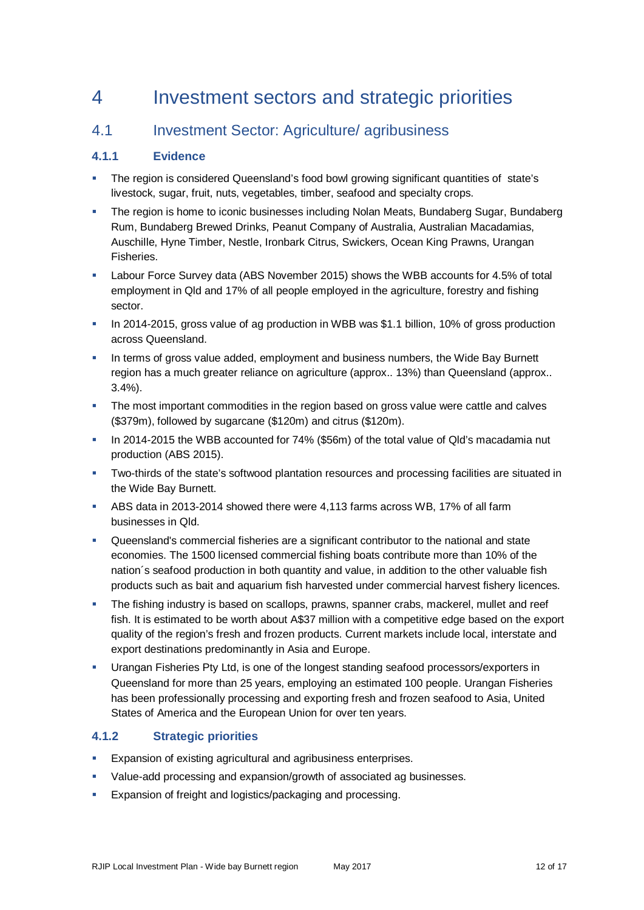# 4 Investment sectors and strategic priorities

## 4.1 Investment Sector: Agriculture/ agribusiness

### 4.1.1 Evidence

- The region is considered Queensland's food bowl growing significant quantities of state's livestock, sugar, fruit, nuts, vegetables, timber, seafood and specialty crops.
- The region is home to iconic businesses including Nolan Meats, Bundaberg Sugar, Bundaberg Rum, Bundaberg Brewed Drinks, Peanut Company of Australia, Australian Macadamias, Auschille, Hyne Timber, Nestle, Ironbark Citrus, Swickers, Ocean King Prawns, Urangan Fisheries.
- Labour Force Survey data (ABS November 2015) shows the WBB accounts for 4.5% of total employment in Qld and 17% of all people employed in the agriculture, forestry and fishing sector.
- In 2014-2015, gross value of ag production in WBB was $1.1 billion, 10% of gross production across Queensland.
- In terms of gross value added, employment and business numbers, the Wide Bay Burnett region has a much greater reliance on agriculture (approx.. 13%) than Queensland (approx.. 3.4%).
- The most important commodities in the region based on gross value were cattle and calves ($379m), followed by sugarcane ($120m) and citrus ($120m).
- In 2014-2015 the WBB accounted for 74% ($56m) of the total value of Qld's macadamia nut production (ABS 2015).
- Two-thirds of the state's softwood plantation resources and processing facilities are situated in the Wide Bay Burnett.
- ABS data in 2013-2014 showed there were 4,113 farms across WB, 17% of all farm businesses in Qld.
- Queensland's commercial fisheries are a significant contributor to the national and state economies. The 1500 licensed commercial fishing boats contribute more than 10% of the nation´s seafood production in both quantity and value, in addition to the other valuable fish products such as bait and aquarium fish harvested under commercial harvest fishery licences.
- The fishing industry is based on scallops, prawns, spanner crabs, mackerel, mullet and reef fish. It is estimated to be worth about A$37 million with a competitive edge based on the export quality of the region's fresh and frozen products. Current markets include local, interstate and export destinations predominantly in Asia and Europe.
- Urangan Fisheries Pty Ltd, is one of the longest standing seafood processors/exporters in Queensland for more than 25 years, employing an estimated 100 people. Urangan Fisheries has been professionally processing and exporting fresh and frozen seafood to Asia, United States of America and the European Union for over ten years.

### 4.1.2 Strategic priorities

- Expansion of existing agricultural and agribusiness enterprises.
- Value-add processing and expansion/growth of associated ag businesses.
- Expansion of freight and logistics/packaging and processing.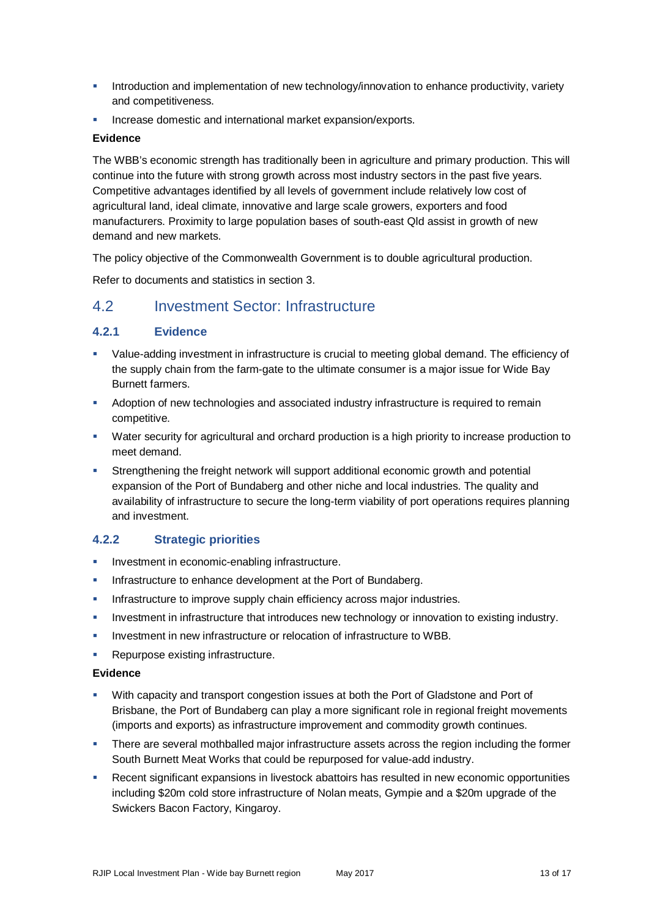- Introduction and implementation of new technology/innovation to enhance productivity, variety and competitiveness.
- Increase domestic and international market expansion/exports.

**Evidence**

The WBB's economic strength has traditionally been in agriculture and primary production. This will continue into the future with strong growth across most industry sectors in the past five years. Competitive advantages identified by all levels of government include relatively low cost of agricultural land, ideal climate, innovative and large scale growers, exporters and food manufacturers. Proximity to large population bases of south-east Qld assist in growth of new demand and new markets.

The policy objective of the Commonwealth Government is to double agricultural production.

Refer to documents and statistics in section 3.

## 4.2 Investment Sector: Infrastructure

### 4.2.1 Evidence

- Value-adding investment in infrastructure is crucial to meeting global demand. The efficiency of the supply chain from the farm-gate to the ultimate consumer is a major issue for Wide Bay Burnett farmers.
- Adoption of new technologies and associated industry infrastructure is required to remain competitive.
- Water security for agricultural and orchard production is a high priority to increase production to meet demand.
- Strengthening the freight network will support additional economic growth and potential expansion of the Port of Bundaberg and other niche and local industries. The quality and availability of infrastructure to secure the long-term viability of port operations requires planning and investment.

### 4.2.2 Strategic priorities

- Investment in economic-enabling infrastructure.
- Infrastructure to enhance development at the Port of Bundaberg.
- Infrastructure to improve supply chain efficiency across major industries.
- Investment in infrastructure that introduces new technology or innovation to existing industry.
- Investment in new infrastructure or relocation of infrastructure to WBB.
- Repurpose existing infrastructure.

**Evidence**

- With capacity and transport congestion issues at both the Port of Gladstone and Port of Brisbane, the Port of Bundaberg can play a more significant role in regional freight movements (imports and exports) as infrastructure improvement and commodity growth continues.
- There are several mothballed major infrastructure assets across the region including the former South Burnett Meat Works that could be repurposed for value-add industry.
- Recent significant expansions in livestock abattoirs has resulted in new economic opportunities including $20m cold store infrastructure of Nolan meats, Gympie and a $20m upgrade of the Swickers Bacon Factory, Kingaroy.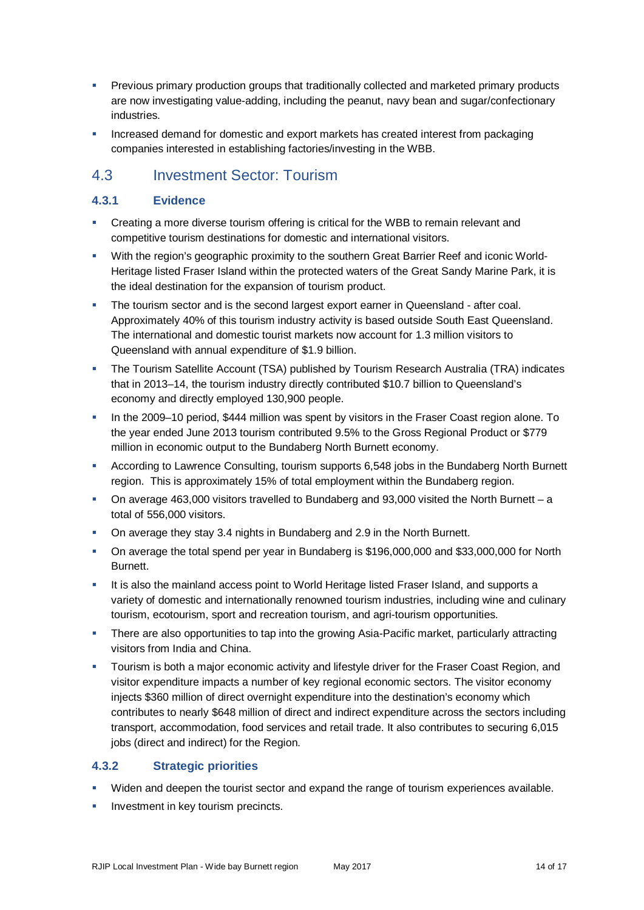- Previous primary production groups that traditionally collected and marketed primary products are now investigating value-adding, including the peanut, navy bean and sugar/confectionary industries.
- Increased demand for domestic and export markets has created interest from packaging companies interested in establishing factories/investing in the WBB.

## 4.3 Investment Sector: Tourism

### 4.3.1 Evidence

- Creating a more diverse tourism offering is critical for the WBB to remain relevant and competitive tourism destinations for domestic and international visitors.
- With the region's geographic proximity to the southern Great Barrier Reef and iconic World-Heritage listed Fraser Island within the protected waters of the Great Sandy Marine Park, it is the ideal destination for the expansion of tourism product.
- The tourism sector and is the second largest export earner in Queensland - after coal. Approximately 40% of this tourism industry activity is based outside South East Queensland. The international and domestic tourist markets now account for 1.3 million visitors to Queensland with annual expenditure of $1.9 billion.
- The Tourism Satellite Account (TSA) published by Tourism Research Australia (TRA) indicates that in 2013–14, the tourism industry directly contributed $10.7 billion to Queensland's economy and directly employed 130,900 people.
- In the 2009–10 period, $444 million was spent by visitors in the Fraser Coast region alone. To the year ended June 2013 tourism contributed 9.5% to the Gross Regional Product or $779 million in economic output to the Bundaberg North Burnett economy.
- According to Lawrence Consulting, tourism supports 6,548 jobs in the Bundaberg North Burnett region. This is approximately 15% of total employment within the Bundaberg region.
- On average 463,000 visitors travelled to Bundaberg and 93,000 visited the North Burnett – a total of 556,000 visitors.
- On average they stay 3.4 nights in Bundaberg and 2.9 in the North Burnett.
- On average the total spend per year in Bundaberg is $196,000,000 and $33,000,000 for North Burnett.
- It is also the mainland access point to World Heritage listed Fraser Island, and supports a variety of domestic and internationally renowned tourism industries, including wine and culinary tourism, ecotourism, sport and recreation tourism, and agri-tourism opportunities.
- There are also opportunities to tap into the growing Asia-Pacific market, particularly attracting visitors from India and China.
- Tourism is both a major economic activity and lifestyle driver for the Fraser Coast Region, and visitor expenditure impacts a number of key regional economic sectors. The visitor economy injects $360 million of direct overnight expenditure into the destination's economy which contributes to nearly $648 million of direct and indirect expenditure across the sectors including transport, accommodation, food services and retail trade. It also contributes to securing 6,015 jobs (direct and indirect) for the Region.

### 4.3.2 Strategic priorities

- Widen and deepen the tourist sector and expand the range of tourism experiences available.
- Investment in key tourism precincts.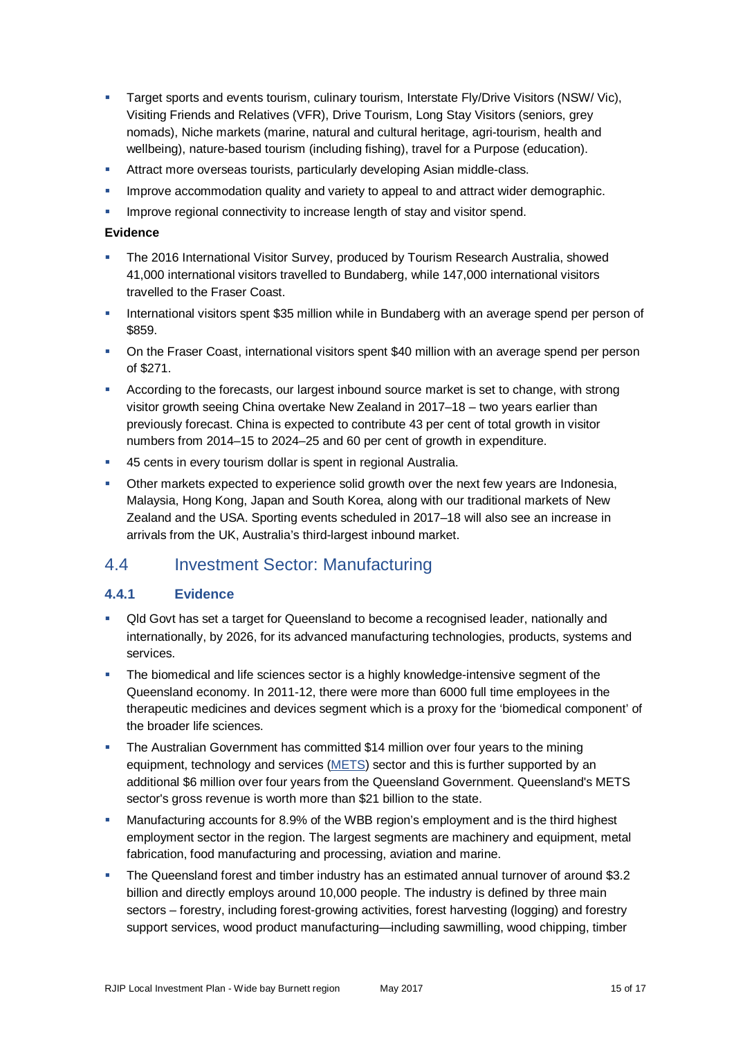- Target sports and events tourism, culinary tourism, Interstate Fly/Drive Visitors (NSW/ Vic), Visiting Friends and Relatives (VFR), Drive Tourism, Long Stay Visitors (seniors, grey nomads), Niche markets (marine, natural and cultural heritage, agri-tourism, health and wellbeing), nature-based tourism (including fishing), travel for a Purpose (education).
- Attract more overseas tourists, particularly developing Asian middle-class.
- Improve accommodation quality and variety to appeal to and attract wider demographic.
- Improve regional connectivity to increase length of stay and visitor spend.

**Evidence**

- The 2016 International Visitor Survey, produced by Tourism Research Australia, showed 41,000 international visitors travelled to Bundaberg, while 147,000 international visitors travelled to the Fraser Coast.
- International visitors spent $35 million while in Bundaberg with an average spend per person of $859.
- On the Fraser Coast, international visitors spent $40 million with an average spend per person of $271.
- According to the forecasts, our largest inbound source market is set to change, with strong visitor growth seeing China overtake New Zealand in 2017–18 – two years earlier than previously forecast. China is expected to contribute 43 per cent of total growth in visitor numbers from 2014–15 to 2024–25 and 60 per cent of growth in expenditure.
- 45 cents in every tourism dollar is spent in regional Australia.
- Other markets expected to experience solid growth over the next few years are Indonesia, Malaysia, Hong Kong, Japan and South Korea, along with our traditional markets of New Zealand and the USA. Sporting events scheduled in 2017–18 will also see an increase in arrivals from the UK, Australia's third-largest inbound market.

## 4.4 Investment Sector: Manufacturing

### 4.4.1 Evidence

- Qld Govt has set a target for Queensland to become a recognised leader, nationally and internationally, by 2026, for its advanced manufacturing technologies, products, systems and services.
- The biomedical and life sciences sector is a highly knowledge-intensive segment of the Queensland economy. In 2011-12, there were more than 6000 full time employees in the therapeutic medicines and devices segment which is a proxy for the 'biomedical component' of the broader life sciences.
- The Australian Government has committed $14 million over four years to the mining equipment, technology and services (METS) sector and this is further supported by an additional $6 million over four years from the Queensland Government. Queensland's METS sector's gross revenue is worth more than $21 billion to the state.
- Manufacturing accounts for 8.9% of the WBB region's employment and is the third highest employment sector in the region. The largest segments are machinery and equipment, metal fabrication, food manufacturing and processing, aviation and marine.
- The Queensland forest and timber industry has an estimated annual turnover of around $3.2 billion and directly employs around 10,000 people. The industry is defined by three main sectors – forestry, including forest-growing activities, forest harvesting (logging) and forestry support services, wood product manufacturing—including sawmilling, wood chipping, timber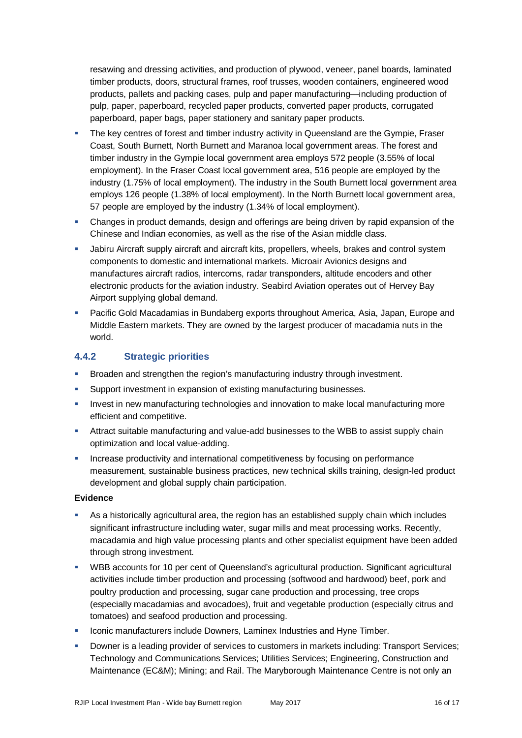resawing and dressing activities, and production of plywood, veneer, panel boards, laminated timber products, doors, structural frames, roof trusses, wooden containers, engineered wood products, pallets and packing cases, pulp and paper manufacturing—including production of pulp, paper, paperboard, recycled paper products, converted paper products, corrugated paperboard, paper bags, paper stationery and sanitary paper products.

- The key centres of forest and timber industry activity in Queensland are the Gympie, Fraser Coast, South Burnett, North Burnett and Maranoa local government areas. The forest and timber industry in the Gympie local government area employs 572 people (3.55% of local employment). In the Fraser Coast local government area, 516 people are employed by the industry (1.75% of local employment). The industry in the South Burnett local government area employs 126 people (1.38% of local employment). In the North Burnett local government area, 57 people are employed by the industry (1.34% of local employment).
- Changes in product demands, design and offerings are being driven by rapid expansion of the Chinese and Indian economies, as well as the rise of the Asian middle class.
- Jabiru Aircraft supply aircraft and aircraft kits, propellers, wheels, brakes and control system components to domestic and international markets. Microair Avionics designs and manufactures aircraft radios, intercoms, radar transponders, altitude encoders and other electronic products for the aviation industry. Seabird Aviation operates out of Hervey Bay Airport supplying global demand.
- Pacific Gold Macadamias in Bundaberg exports throughout America, Asia, Japan, Europe and Middle Eastern markets. They are owned by the largest producer of macadamia nuts in the world.

### 4.4.2 Strategic priorities

- Broaden and strengthen the region's manufacturing industry through investment.
- Support investment in expansion of existing manufacturing businesses.
- Invest in new manufacturing technologies and innovation to make local manufacturing more efficient and competitive.
- Attract suitable manufacturing and value-add businesses to the WBB to assist supply chain optimization and local value-adding.
- Increase productivity and international competitiveness by focusing on performance measurement, sustainable business practices, new technical skills training, design-led product development and global supply chain participation.

**Evidence**

- As a historically agricultural area, the region has an established supply chain which includes significant infrastructure including water, sugar mills and meat processing works. Recently, macadamia and high value processing plants and other specialist equipment have been added through strong investment.
- WBB accounts for 10 per cent of Queensland's agricultural production. Significant agricultural activities include timber production and processing (softwood and hardwood) beef, pork and poultry production and processing, sugar cane production and processing, tree crops (especially macadamias and avocadoes), fruit and vegetable production (especially citrus and tomatoes) and seafood production and processing.
- Iconic manufacturers include Downers, Laminex Industries and Hyne Timber.
- Downer is a leading provider of services to customers in markets including: Transport Services; Technology and Communications Services; Utilities Services; Engineering, Construction and Maintenance (EC&M); Mining; and Rail. The Maryborough Maintenance Centre is not only an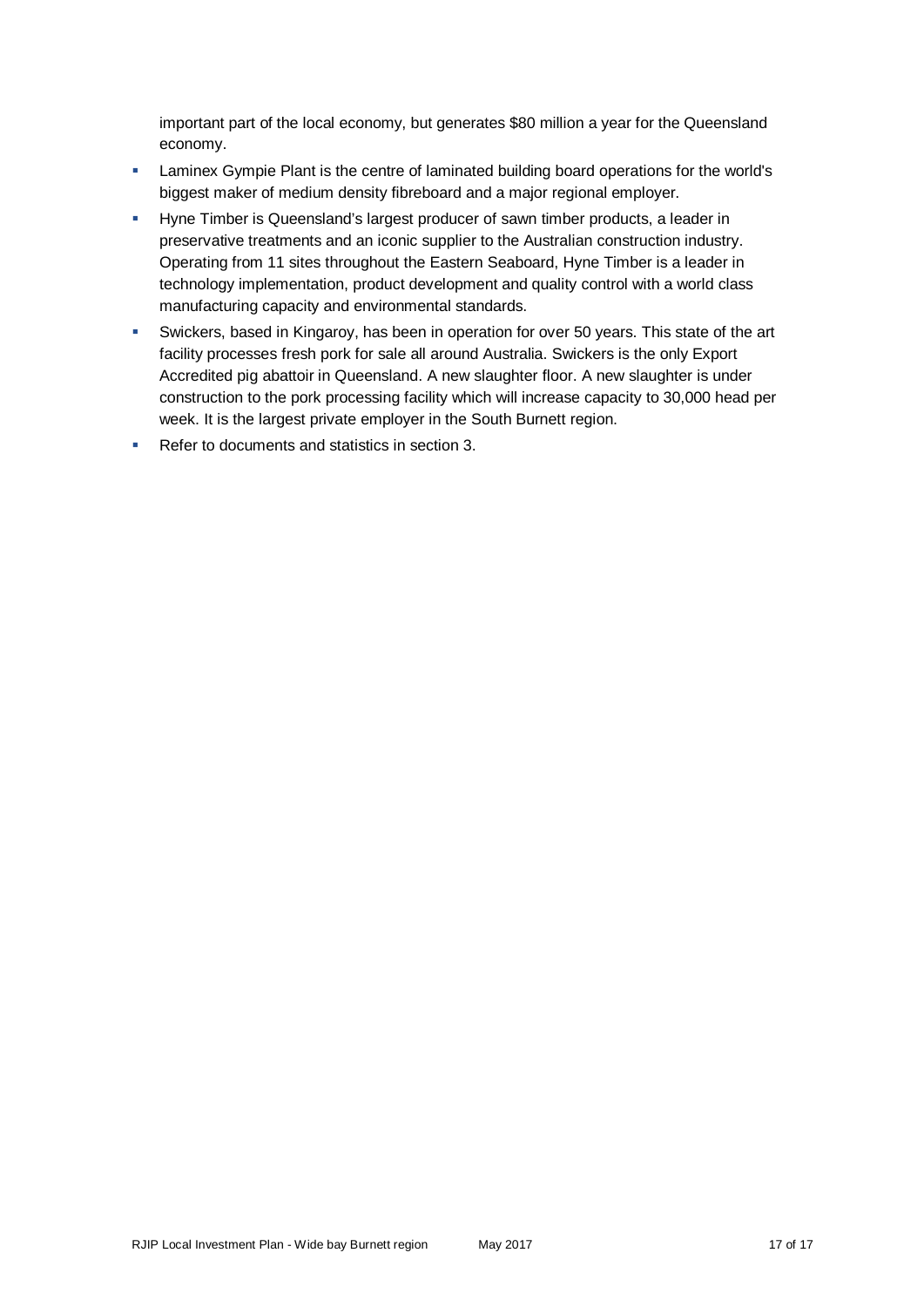important part of the local economy, but generates $80 million a year for the Queensland economy.

- Laminex Gympie Plant is the centre of laminated building board operations for the world's biggest maker of medium density fibreboard and a major regional employer.
- Hyne Timber is Queensland's largest producer of sawn timber products, a leader in preservative treatments and an iconic supplier to the Australian construction industry. Operating from 11 sites throughout the Eastern Seaboard, Hyne Timber is a leader in technology implementation, product development and quality control with a world class manufacturing capacity and environmental standards.
- Swickers, based in Kingaroy, has been in operation for over 50 years. This state of the art facility processes fresh pork for sale all around Australia. Swickers is the only Export Accredited pig abattoir in Queensland. A new slaughter floor. A new slaughter is under construction to the pork processing facility which will increase capacity to 30,000 head per week. It is the largest private employer in the South Burnett region.
- Refer to documents and statistics in section 3.